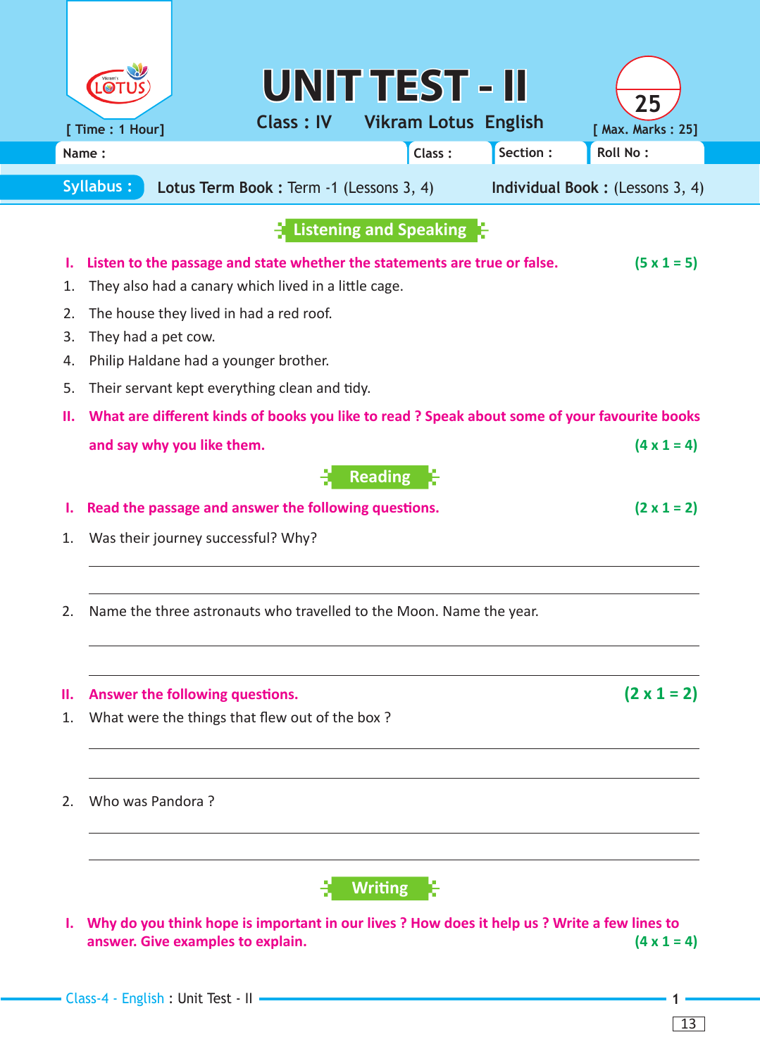# UNIT TEST - II

**Class : IV** **Vikram Lotus English**

[ Time : 1 Hour] [ Max. Marks : 25]

25

Name : Class : Section : Roll No :

**Syllabus :** **Lotus Term Book :** Term -1 (Lessons 3, 4) **Individual Book :** (Lessons 3, 4)

## Listening and Speaking

**I. Listen to the passage and state whether the statements are true or false.** **(5 x 1 = 5)**

1. They also had a canary which lived in a little cage.
2. The house they lived in had a red roof.
3. They had a pet cow.
4. Philip Haldane had a younger brother.
5. Their servant kept everything clean and tidy.

**II. What are different kinds of books you like to read ? Speak about some of your favourite books and say why you like them.** **(4 x 1 = 4)**

## Reading

**I. Read the passage and answer the following questions.** **(2 x 1 = 2)**

1. Was their journey successful? Why?

_______________________________________________

_______________________________________________

2. Name the three astronauts who travelled to the Moon. Name the year.

_______________________________________________

_______________________________________________

**II. Answer the following questions.** **(2 x 1 = 2)**

1. What were the things that flew out of the box ?

_______________________________________________

_______________________________________________

2. Who was Pandora ?

_______________________________________________

_______________________________________________

## Writing

**I. Why do you think hope is important in our lives ? How does it help us ? Write a few lines to answer. Give examples to explain.** **(4 x 1 = 4)**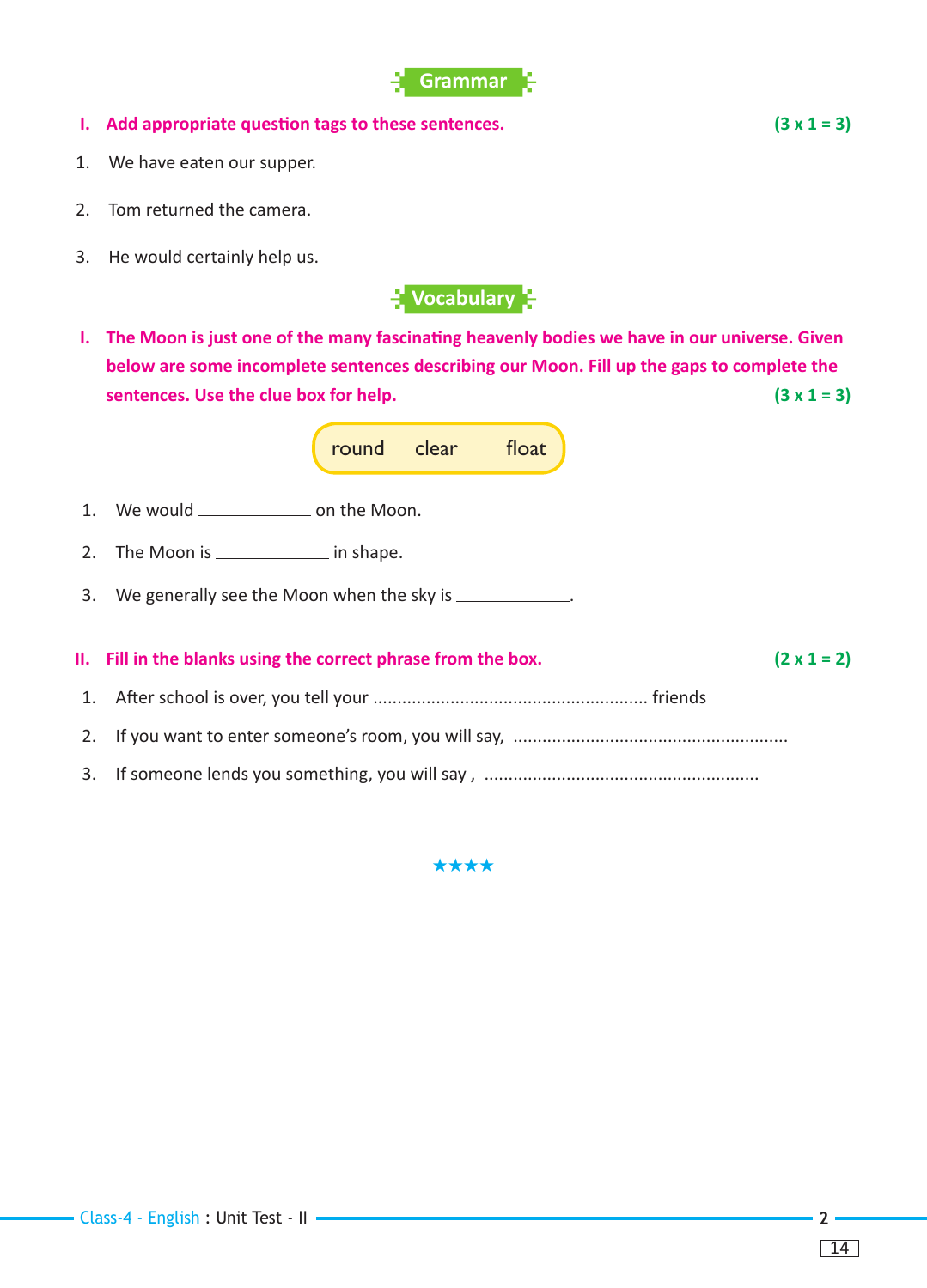## Grammar

**I. Add appropriate question tags to these sentences.** **(3 x 1 = 3)**

1. We have eaten our supper.
2. Tom returned the camera.
3. He would certainly help us.

## Vocabulary

**I. The Moon is just one of the many fascinating heavenly bodies we have in our universe. Given below are some incomplete sentences describing our Moon. Fill up the gaps to complete the sentences. Use the clue box for help.** **(3 x 1 = 3)**

| | | |
|---|---|---|
| round | clear | float |

1. We would ____________ on the Moon.
2. The Moon is ____________ in shape.
3. We generally see the Moon when the sky is ____________.

**II. Fill in the blanks using the correct phrase from the box.** **(2 x 1 = 2)**

1. After school is over, you tell your ........................................................ friends
2. If you want to enter someone's room, you will say, ........................................................
3. If someone lends you something, you will say , ........................................................

★★★★